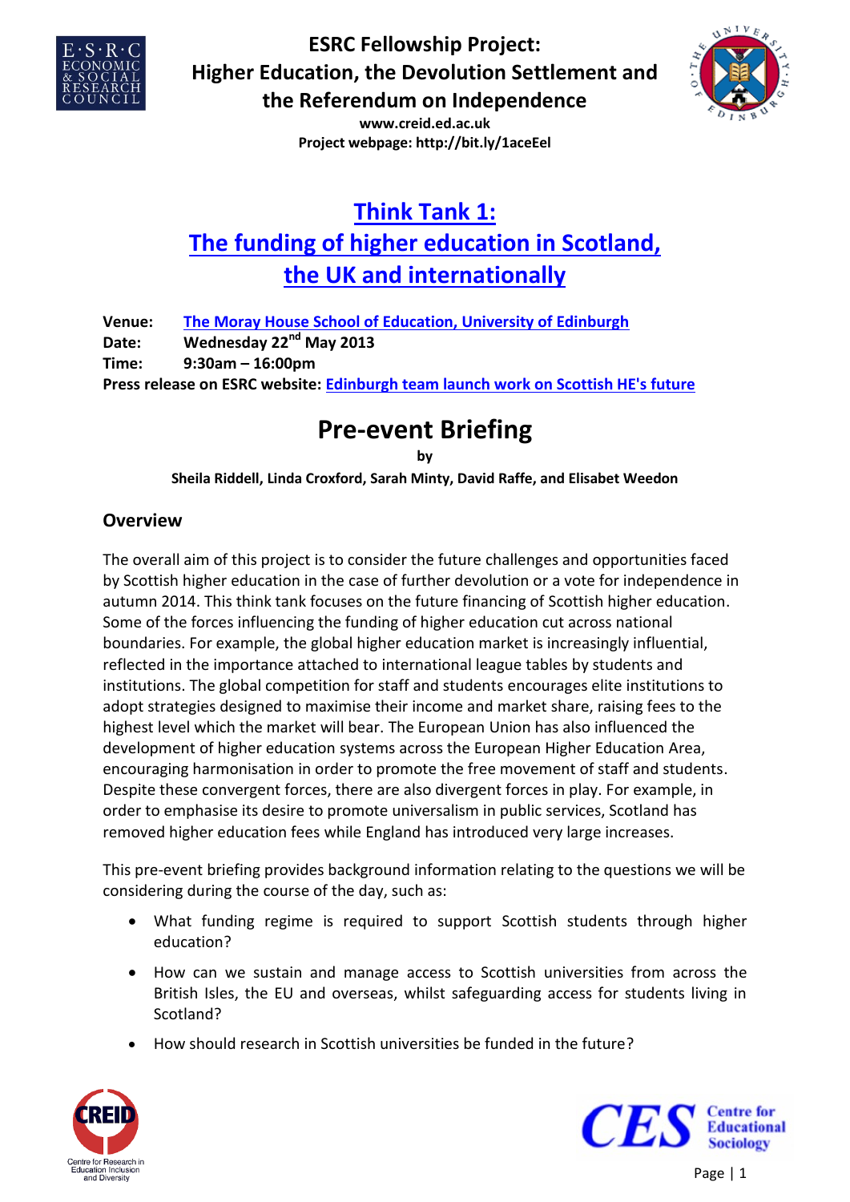# ESRC Fellowship Project: Higher Education, the Devolution Settlement and the Referendum on Independence

**www.creid.ed.ac.uk**
**Project webpage: http://bit.ly/1aceEel**

## Think Tank 1: The funding of higher education in Scotland, the UK and internationally

**Venue:** The Moray House School of Education, University of Edinburgh
**Date:** Wednesday 22nd May 2013
**Time:** 9:30am – 16:00pm
**Press release on ESRC website:** Edinburgh team launch work on Scottish HE's future

# Pre-event Briefing

by

**Sheila Riddell, Linda Croxford, Sarah Minty, David Raffe, and Elisabet Weedon**

## Overview

The overall aim of this project is to consider the future challenges and opportunities faced by Scottish higher education in the case of further devolution or a vote for independence in autumn 2014. This think tank focuses on the future financing of Scottish higher education. Some of the forces influencing the funding of higher education cut across national boundaries. For example, the global higher education market is increasingly influential, reflected in the importance attached to international league tables by students and institutions. The global competition for staff and students encourages elite institutions to adopt strategies designed to maximise their income and market share, raising fees to the highest level which the market will bear. The European Union has also influenced the development of higher education systems across the European Higher Education Area, encouraging harmonisation in order to promote the free movement of staff and students. Despite these convergent forces, there are also divergent forces in play. For example, in order to emphasise its desire to promote universalism in public services, Scotland has removed higher education fees while England has introduced very large increases.

This pre-event briefing provides background information relating to the questions we will be considering during the course of the day, such as:

- What funding regime is required to support Scottish students through higher education?
- How can we sustain and manage access to Scottish universities from across the British Isles, the EU and overseas, whilst safeguarding access for students living in Scotland?
- How should research in Scottish universities be funded in the future?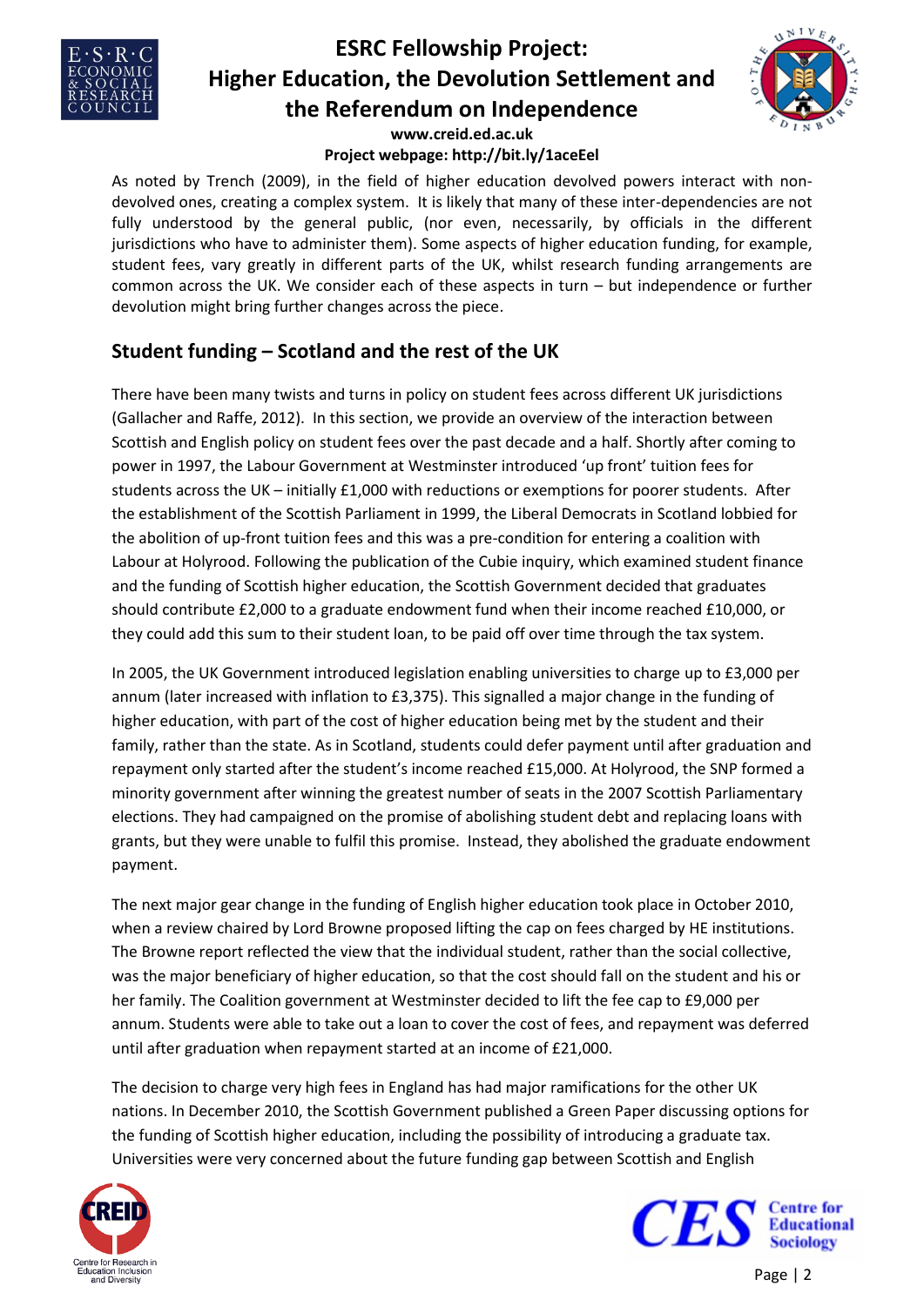As noted by Trench (2009), in the field of higher education devolved powers interact with non-devolved ones, creating a complex system. It is likely that many of these inter-dependencies are not fully understood by the general public, (nor even, necessarily, by officials in the different jurisdictions who have to administer them). Some aspects of higher education funding, for example, student fees, vary greatly in different parts of the UK, whilst research funding arrangements are common across the UK. We consider each of these aspects in turn – but independence or further devolution might bring further changes across the piece.

## Student funding – Scotland and the rest of the UK

There have been many twists and turns in policy on student fees across different UK jurisdictions (Gallacher and Raffe, 2012). In this section, we provide an overview of the interaction between Scottish and English policy on student fees over the past decade and a half. Shortly after coming to power in 1997, the Labour Government at Westminster introduced 'up front' tuition fees for students across the UK – initially £1,000 with reductions or exemptions for poorer students. After the establishment of the Scottish Parliament in 1999, the Liberal Democrats in Scotland lobbied for the abolition of up-front tuition fees and this was a pre-condition for entering a coalition with Labour at Holyrood. Following the publication of the Cubie inquiry, which examined student finance and the funding of Scottish higher education, the Scottish Government decided that graduates should contribute £2,000 to a graduate endowment fund when their income reached £10,000, or they could add this sum to their student loan, to be paid off over time through the tax system.

In 2005, the UK Government introduced legislation enabling universities to charge up to £3,000 per annum (later increased with inflation to £3,375). This signalled a major change in the funding of higher education, with part of the cost of higher education being met by the student and their family, rather than the state. As in Scotland, students could defer payment until after graduation and repayment only started after the student's income reached £15,000. At Holyrood, the SNP formed a minority government after winning the greatest number of seats in the 2007 Scottish Parliamentary elections. They had campaigned on the promise of abolishing student debt and replacing loans with grants, but they were unable to fulfil this promise. Instead, they abolished the graduate endowment payment.

The next major gear change in the funding of English higher education took place in October 2010, when a review chaired by Lord Browne proposed lifting the cap on fees charged by HE institutions. The Browne report reflected the view that the individual student, rather than the social collective, was the major beneficiary of higher education, so that the cost should fall on the student and his or her family. The Coalition government at Westminster decided to lift the fee cap to £9,000 per annum. Students were able to take out a loan to cover the cost of fees, and repayment was deferred until after graduation when repayment started at an income of £21,000.

The decision to charge very high fees in England has had major ramifications for the other UK nations. In December 2010, the Scottish Government published a Green Paper discussing options for the funding of Scottish higher education, including the possibility of introducing a graduate tax. Universities were very concerned about the future funding gap between Scottish and English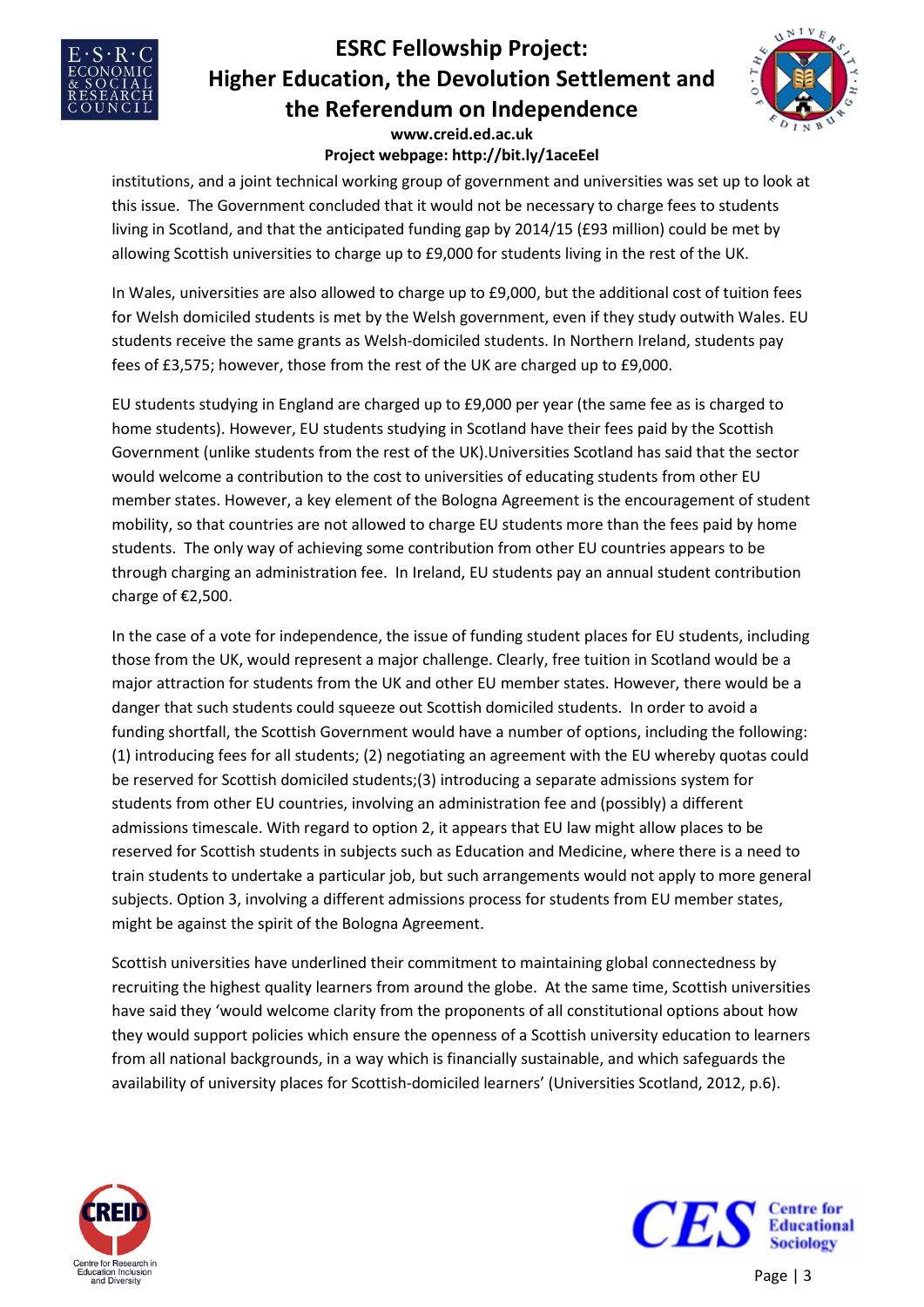institutions, and a joint technical working group of government and universities was set up to look at this issue. The Government concluded that it would not be necessary to charge fees to students living in Scotland, and that the anticipated funding gap by 2014/15 (£93 million) could be met by allowing Scottish universities to charge up to £9,000 for students living in the rest of the UK.

In Wales, universities are also allowed to charge up to £9,000, but the additional cost of tuition fees for Welsh domiciled students is met by the Welsh government, even if they study outwith Wales. EU students receive the same grants as Welsh-domiciled students. In Northern Ireland, students pay fees of £3,575; however, those from the rest of the UK are charged up to £9,000.

EU students studying in England are charged up to £9,000 per year (the same fee as is charged to home students). However, EU students studying in Scotland have their fees paid by the Scottish Government (unlike students from the rest of the UK).Universities Scotland has said that the sector would welcome a contribution to the cost to universities of educating students from other EU member states. However, a key element of the Bologna Agreement is the encouragement of student mobility, so that countries are not allowed to charge EU students more than the fees paid by home students. The only way of achieving some contribution from other EU countries appears to be through charging an administration fee. In Ireland, EU students pay an annual student contribution charge of €2,500.

In the case of a vote for independence, the issue of funding student places for EU students, including those from the UK, would represent a major challenge. Clearly, free tuition in Scotland would be a major attraction for students from the UK and other EU member states. However, there would be a danger that such students could squeeze out Scottish domiciled students. In order to avoid a funding shortfall, the Scottish Government would have a number of options, including the following: (1) introducing fees for all students; (2) negotiating an agreement with the EU whereby quotas could be reserved for Scottish domiciled students;(3) introducing a separate admissions system for students from other EU countries, involving an administration fee and (possibly) a different admissions timescale. With regard to option 2, it appears that EU law might allow places to be reserved for Scottish students in subjects such as Education and Medicine, where there is a need to train students to undertake a particular job, but such arrangements would not apply to more general subjects. Option 3, involving a different admissions process for students from EU member states, might be against the spirit of the Bologna Agreement.

Scottish universities have underlined their commitment to maintaining global connectedness by recruiting the highest quality learners from around the globe. At the same time, Scottish universities have said they 'would welcome clarity from the proponents of all constitutional options about how they would support policies which ensure the openness of a Scottish university education to learners from all national backgrounds, in a way which is financially sustainable, and which safeguards the availability of university places for Scottish-domiciled learners' (Universities Scotland, 2012, p.6).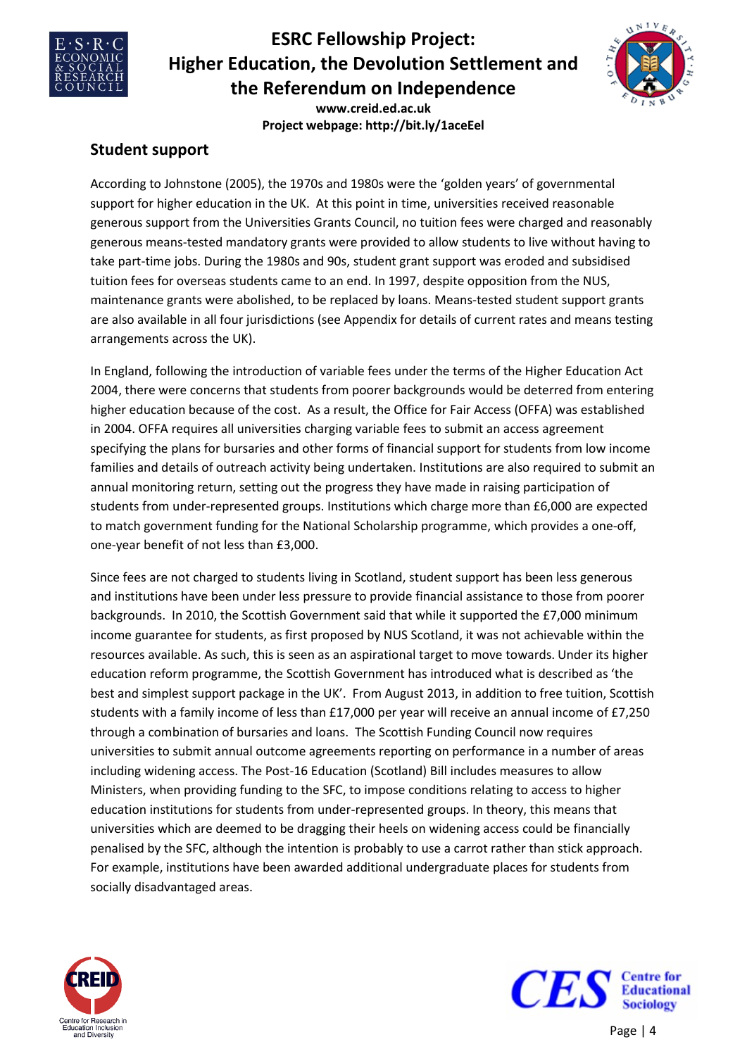## Student support

According to Johnstone (2005), the 1970s and 1980s were the 'golden years' of governmental support for higher education in the UK. At this point in time, universities received reasonable generous support from the Universities Grants Council, no tuition fees were charged and reasonably generous means-tested mandatory grants were provided to allow students to live without having to take part-time jobs. During the 1980s and 90s, student grant support was eroded and subsidised tuition fees for overseas students came to an end. In 1997, despite opposition from the NUS, maintenance grants were abolished, to be replaced by loans. Means-tested student support grants are also available in all four jurisdictions (see Appendix for details of current rates and means testing arrangements across the UK).

In England, following the introduction of variable fees under the terms of the Higher Education Act 2004, there were concerns that students from poorer backgrounds would be deterred from entering higher education because of the cost. As a result, the Office for Fair Access (OFFA) was established in 2004. OFFA requires all universities charging variable fees to submit an access agreement specifying the plans for bursaries and other forms of financial support for students from low income families and details of outreach activity being undertaken. Institutions are also required to submit an annual monitoring return, setting out the progress they have made in raising participation of students from under-represented groups. Institutions which charge more than £6,000 are expected to match government funding for the National Scholarship programme, which provides a one-off, one-year benefit of not less than £3,000.

Since fees are not charged to students living in Scotland, student support has been less generous and institutions have been under less pressure to provide financial assistance to those from poorer backgrounds. In 2010, the Scottish Government said that while it supported the £7,000 minimum income guarantee for students, as first proposed by NUS Scotland, it was not achievable within the resources available. As such, this is seen as an aspirational target to move towards. Under its higher education reform programme, the Scottish Government has introduced what is described as 'the best and simplest support package in the UK'. From August 2013, in addition to free tuition, Scottish students with a family income of less than £17,000 per year will receive an annual income of £7,250 through a combination of bursaries and loans. The Scottish Funding Council now requires universities to submit annual outcome agreements reporting on performance in a number of areas including widening access. The Post-16 Education (Scotland) Bill includes measures to allow Ministers, when providing funding to the SFC, to impose conditions relating to access to higher education institutions for students from under-represented groups. In theory, this means that universities which are deemed to be dragging their heels on widening access could be financially penalised by the SFC, although the intention is probably to use a carrot rather than stick approach. For example, institutions have been awarded additional undergraduate places for students from socially disadvantaged areas.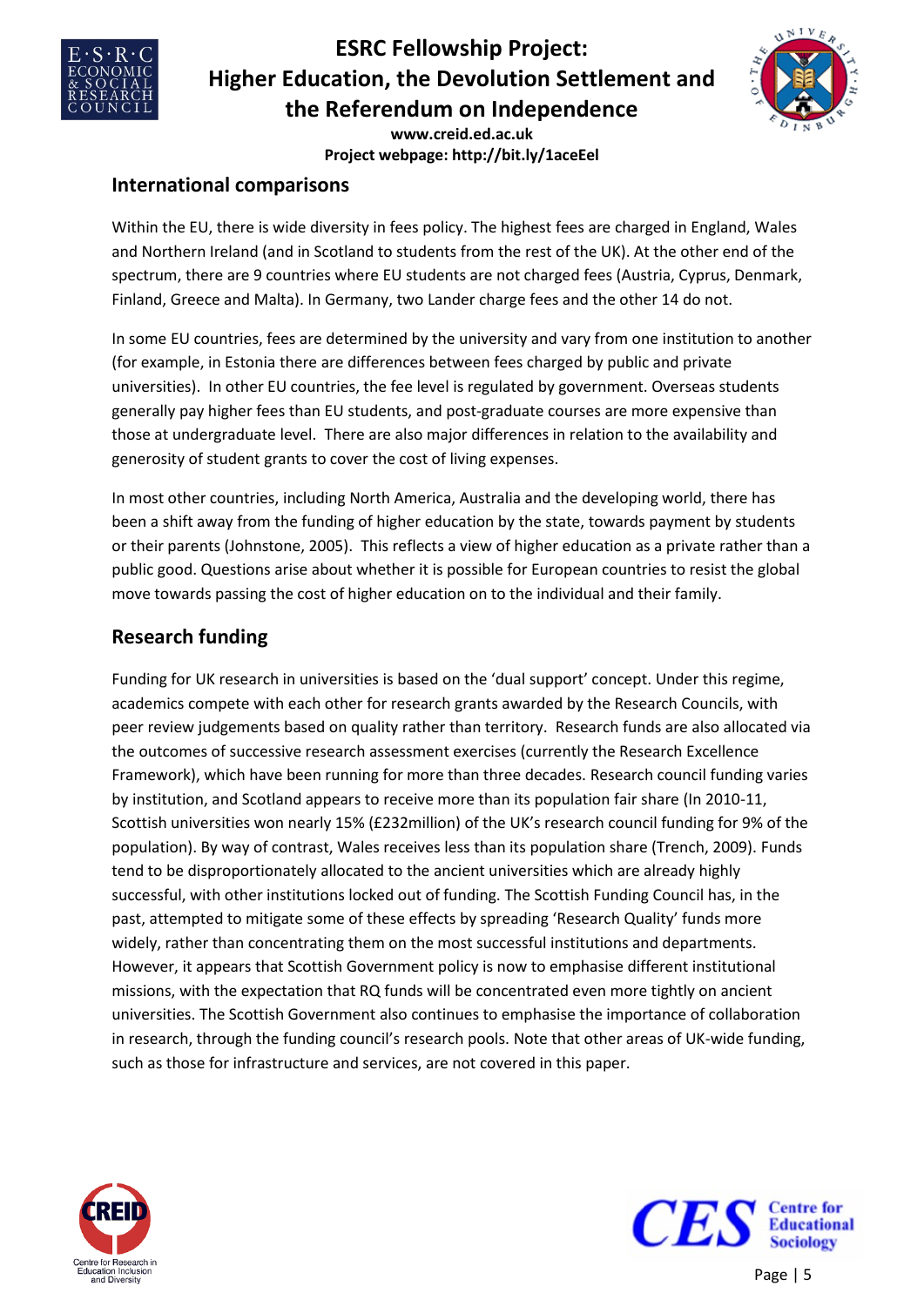## International comparisons

Within the EU, there is wide diversity in fees policy. The highest fees are charged in England, Wales and Northern Ireland (and in Scotland to students from the rest of the UK). At the other end of the spectrum, there are 9 countries where EU students are not charged fees (Austria, Cyprus, Denmark, Finland, Greece and Malta). In Germany, two Lander charge fees and the other 14 do not.

In some EU countries, fees are determined by the university and vary from one institution to another (for example, in Estonia there are differences between fees charged by public and private universities). In other EU countries, the fee level is regulated by government. Overseas students generally pay higher fees than EU students, and post-graduate courses are more expensive than those at undergraduate level. There are also major differences in relation to the availability and generosity of student grants to cover the cost of living expenses.

In most other countries, including North America, Australia and the developing world, there has been a shift away from the funding of higher education by the state, towards payment by students or their parents (Johnstone, 2005). This reflects a view of higher education as a private rather than a public good. Questions arise about whether it is possible for European countries to resist the global move towards passing the cost of higher education on to the individual and their family.

## Research funding

Funding for UK research in universities is based on the 'dual support' concept. Under this regime, academics compete with each other for research grants awarded by the Research Councils, with peer review judgements based on quality rather than territory. Research funds are also allocated via the outcomes of successive research assessment exercises (currently the Research Excellence Framework), which have been running for more than three decades. Research council funding varies by institution, and Scotland appears to receive more than its population fair share (In 2010-11, Scottish universities won nearly 15% (£232million) of the UK's research council funding for 9% of the population). By way of contrast, Wales receives less than its population share (Trench, 2009). Funds tend to be disproportionately allocated to the ancient universities which are already highly successful, with other institutions locked out of funding. The Scottish Funding Council has, in the past, attempted to mitigate some of these effects by spreading 'Research Quality' funds more widely, rather than concentrating them on the most successful institutions and departments. However, it appears that Scottish Government policy is now to emphasise different institutional missions, with the expectation that RQ funds will be concentrated even more tightly on ancient universities. The Scottish Government also continues to emphasise the importance of collaboration in research, through the funding council's research pools. Note that other areas of UK-wide funding, such as those for infrastructure and services, are not covered in this paper.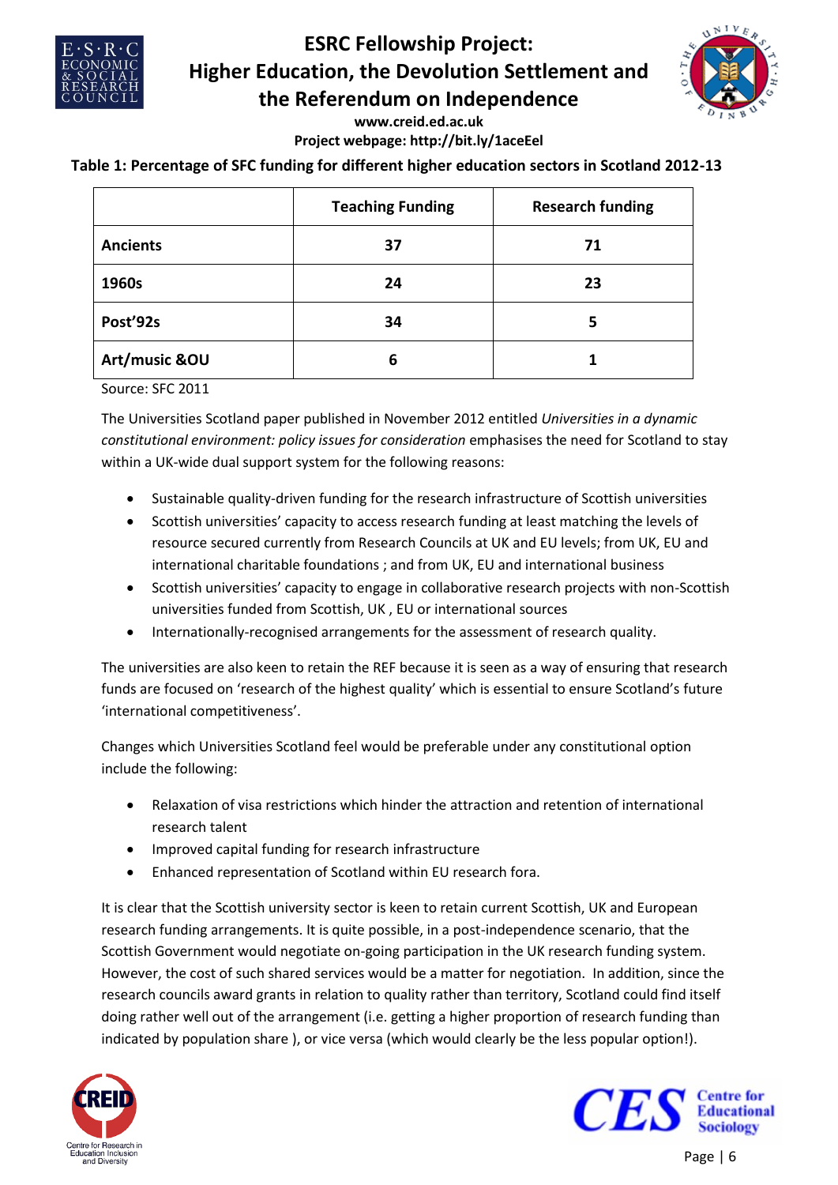**Table 1: Percentage of SFC funding for different higher education sectors in Scotland 2012-13**

| | Teaching Funding | Research funding |
|---|---|---|
| **Ancients** | 37 | 71 |
| **1960s** | 24 | 23 |
| **Post'92s** | 34 | 5 |
| **Art/music &OU** | 6 | 1 |

Source: SFC 2011

The Universities Scotland paper published in November 2012 entitled *Universities in a dynamic constitutional environment: policy issues for consideration* emphasises the need for Scotland to stay within a UK-wide dual support system for the following reasons:

- Sustainable quality-driven funding for the research infrastructure of Scottish universities
- Scottish universities' capacity to access research funding at least matching the levels of resource secured currently from Research Councils at UK and EU levels; from UK, EU and international charitable foundations ; and from UK, EU and international business
- Scottish universities' capacity to engage in collaborative research projects with non-Scottish universities funded from Scottish, UK , EU or international sources
- Internationally-recognised arrangements for the assessment of research quality.

The universities are also keen to retain the REF because it is seen as a way of ensuring that research funds are focused on 'research of the highest quality' which is essential to ensure Scotland's future 'international competitiveness'.

Changes which Universities Scotland feel would be preferable under any constitutional option include the following:

- Relaxation of visa restrictions which hinder the attraction and retention of international research talent
- Improved capital funding for research infrastructure
- Enhanced representation of Scotland within EU research fora.

It is clear that the Scottish university sector is keen to retain current Scottish, UK and European research funding arrangements. It is quite possible, in a post-independence scenario, that the Scottish Government would negotiate on-going participation in the UK research funding system. However, the cost of such shared services would be a matter for negotiation. In addition, since the research councils award grants in relation to quality rather than territory, Scotland could find itself doing rather well out of the arrangement (i.e. getting a higher proportion of research funding than indicated by population share ), or vice versa (which would clearly be the less popular option!).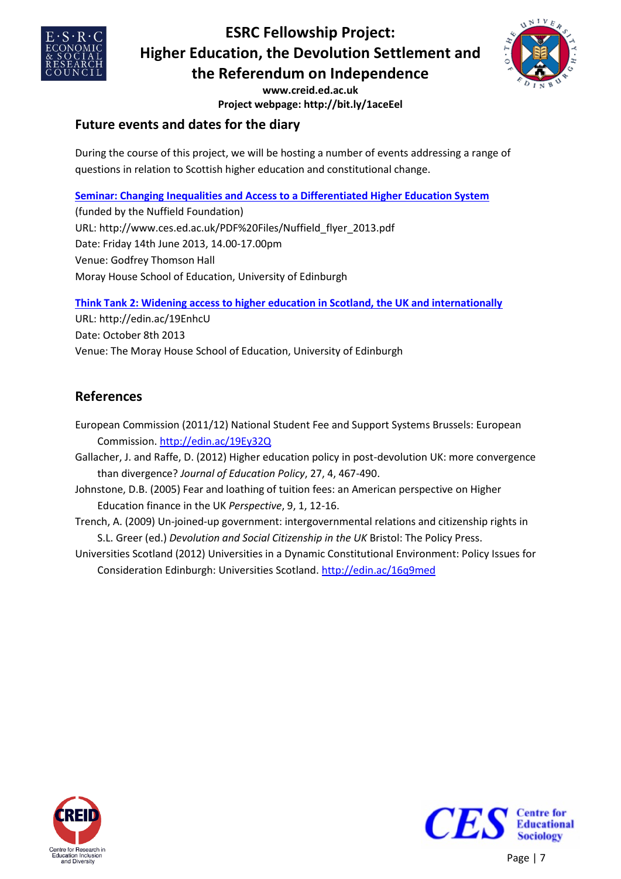## Future events and dates for the diary

During the course of this project, we will be hosting a number of events addressing a range of questions in relation to Scottish higher education and constitutional change.

**Seminar: Changing Inequalities and Access to a Differentiated Higher Education System**
(funded by the Nuffield Foundation)
URL: http://www.ces.ed.ac.uk/PDF%20Files/Nuffield_flyer_2013.pdf
Date: Friday 14th June 2013, 14.00-17.00pm
Venue: Godfrey Thomson Hall
Moray House School of Education, University of Edinburgh

**Think Tank 2: Widening access to higher education in Scotland, the UK and internationally**
URL: http://edin.ac/19EnhcU
Date: October 8th 2013
Venue: The Moray House School of Education, University of Edinburgh

## References

European Commission (2011/12) National Student Fee and Support Systems Brussels: European Commission. http://edin.ac/19Ey32Q

Gallacher, J. and Raffe, D. (2012) Higher education policy in post-devolution UK: more convergence than divergence? *Journal of Education Policy*, 27, 4, 467-490.

Johnstone, D.B. (2005) Fear and loathing of tuition fees: an American perspective on Higher Education finance in the UK *Perspective*, 9, 1, 12-16.

Trench, A. (2009) Un-joined-up government: intergovernmental relations and citizenship rights in S.L. Greer (ed.) *Devolution and Social Citizenship in the UK* Bristol: The Policy Press.

Universities Scotland (2012) Universities in a Dynamic Constitutional Environment: Policy Issues for Consideration Edinburgh: Universities Scotland. http://edin.ac/16q9med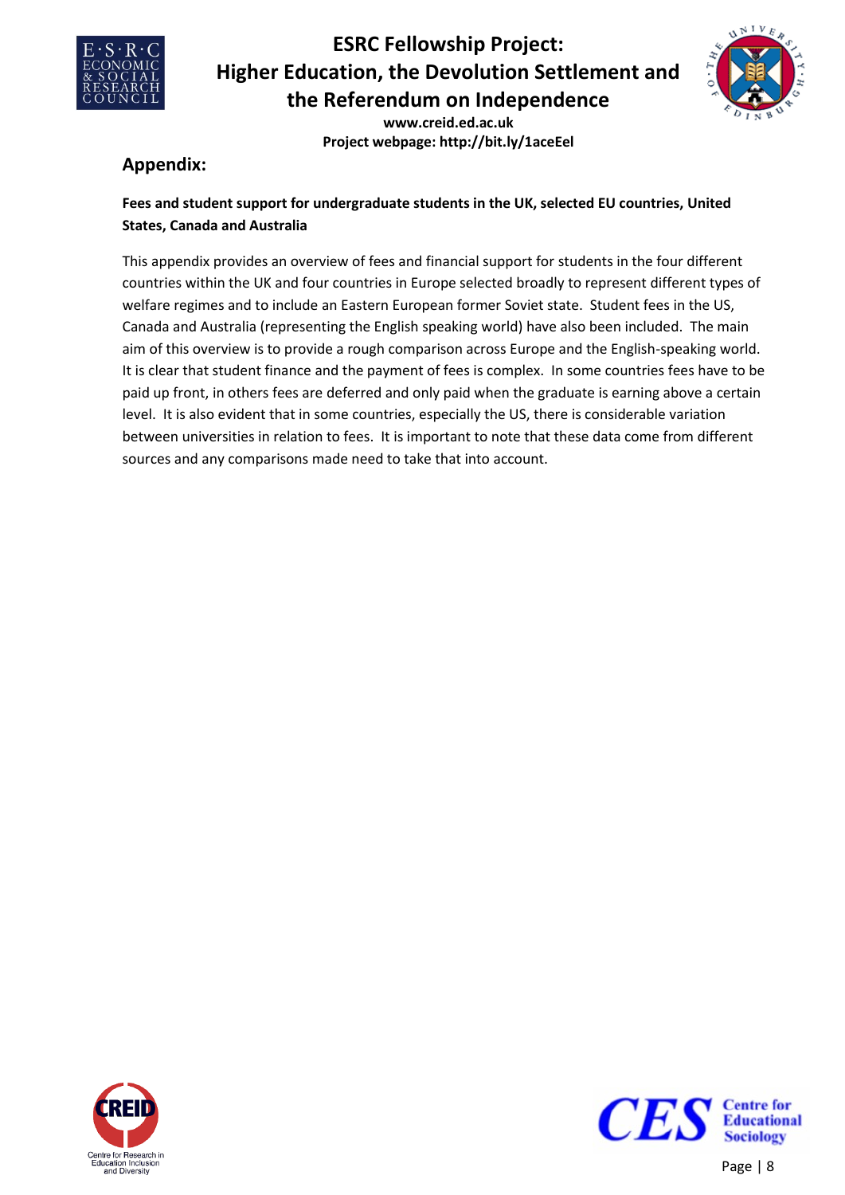## Appendix:

**Fees and student support for undergraduate students in the UK, selected EU countries, United States, Canada and Australia**

This appendix provides an overview of fees and financial support for students in the four different countries within the UK and four countries in Europe selected broadly to represent different types of welfare regimes and to include an Eastern European former Soviet state. Student fees in the US, Canada and Australia (representing the English speaking world) have also been included. The main aim of this overview is to provide a rough comparison across Europe and the English-speaking world. It is clear that student finance and the payment of fees is complex. In some countries fees have to be paid up front, in others fees are deferred and only paid when the graduate is earning above a certain level. It is also evident that in some countries, especially the US, there is considerable variation between universities in relation to fees. It is important to note that these data come from different sources and any comparisons made need to take that into account.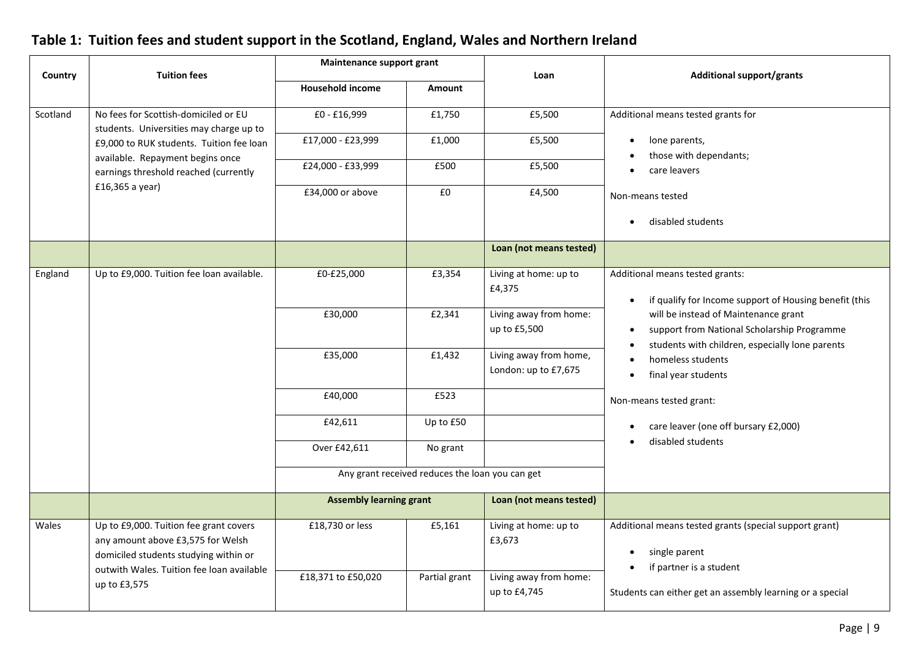## Table 1: Tuition fees and student support in the Scotland, England, Wales and Northern Ireland

| Country | Tuition fees | Maintenance support grant | | Loan | Additional support/grants |
|---|---|---|---|---|---|
| | | Household income | Amount | | |
| Scotland | No fees for Scottish-domiciled or EU students. Universities may charge up to £9,000 to RUK students. Tuition fee loan available. Repayment begins once earnings threshold reached (currently £16,365 a year) | £0 - £16,999 | £1,750 | £5,500 | Additional means tested grants for<br>• lone parents,<br>• those with dependants;<br>• care leavers<br><br>Non-means tested<br>• disabled students |
| | | £17,000 - £23,999 | £1,000 | £5,500 | |
| | | £24,000 - £33,999 | £500 | £5,500 | |
| | | £34,000 or above | £0 | £4,500 | |
| | | | | Loan (not means tested) | |
| England | Up to £9,000. Tuition fee loan available. | £0-£25,000 | £3,354 | Living at home: up to £4,375 | Additional means tested grants:<br>• if qualify for Income support of Housing benefit (this will be instead of Maintenance grant<br>• support from National Scholarship Programme<br>• students with children, especially lone parents<br>• homeless students<br>• final year students<br><br>Non-means tested grant:<br>• care leaver (one off bursary £2,000)<br>• disabled students |
| | | £30,000 | £2,341 | Living away from home: up to £5,500 | |
| | | £35,000 | £1,432 | Living away from home, London: up to £7,675 | |
| | | £40,000 | £523 | | |
| | | £42,611 | Up to £50 | | |
| | | Over £42,611 | No grant | | |
| | | Any grant received reduces the loan you can get | | | |
| | | Assembly learning grant | | Loan (not means tested) | |
| Wales | Up to £9,000. Tuition fee grant covers any amount above £3,575 for Welsh domiciled students studying within or outwith Wales. Tuition fee loan available up to £3,575 | £18,730 or less | £5,161 | Living at home: up to £3,673 | Additional means tested grants (special support grant)<br>• single parent<br>• if partner is a student<br><br>Students can either get an assembly learning or a special |
| | | £18,371 to £50,020 | Partial grant | Living away from home: up to £4,745 | |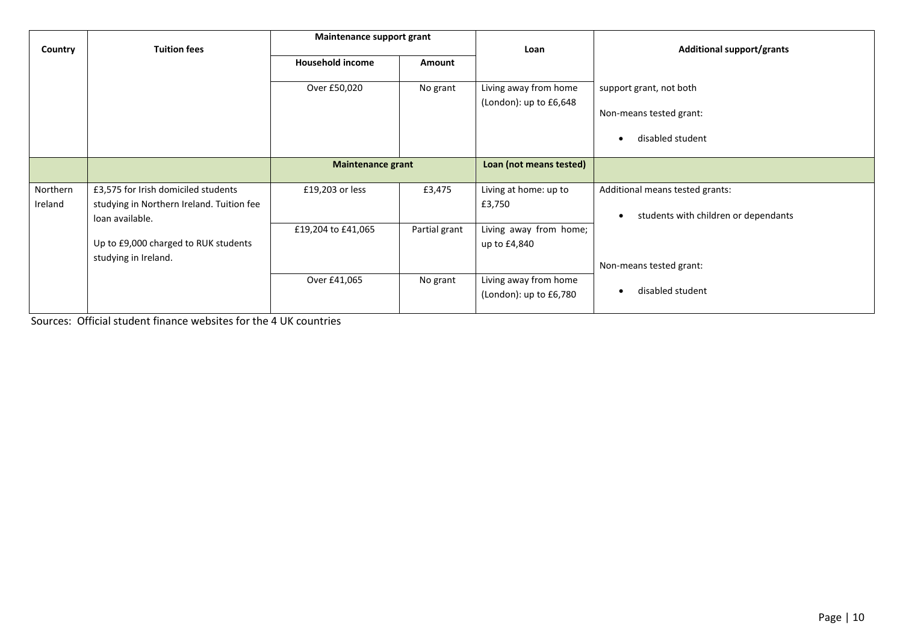| Country | Tuition fees | Maintenance support grant | | Loan | Additional support/grants |
|---|---|---|---|---|---|
| | | Household income | Amount | | |
| | | Over £50,020 | No grant | Living away from home (London): up to £6,648 | support grant, not both<br><br>Non-means tested grant:<br><br>• disabled student |
| | | Maintenance grant | | Loan (not means tested) | |
| Northern Ireland | £3,575 for Irish domiciled students studying in Northern Ireland. Tuition fee loan available.<br><br>Up to £9,000 charged to RUK students studying in Ireland. | £19,203 or less | £3,475 | Living at home: up to £3,750 | Additional means tested grants:<br><br>• students with children or dependants |
| | | £19,204 to £41,065 | Partial grant | Living away from home; up to £4,840 | |
| | | Over £41,065 | No grant | Living away from home (London): up to £6,780 | Non-means tested grant:<br><br>• disabled student |

Sources: Official student finance websites for the 4 UK countries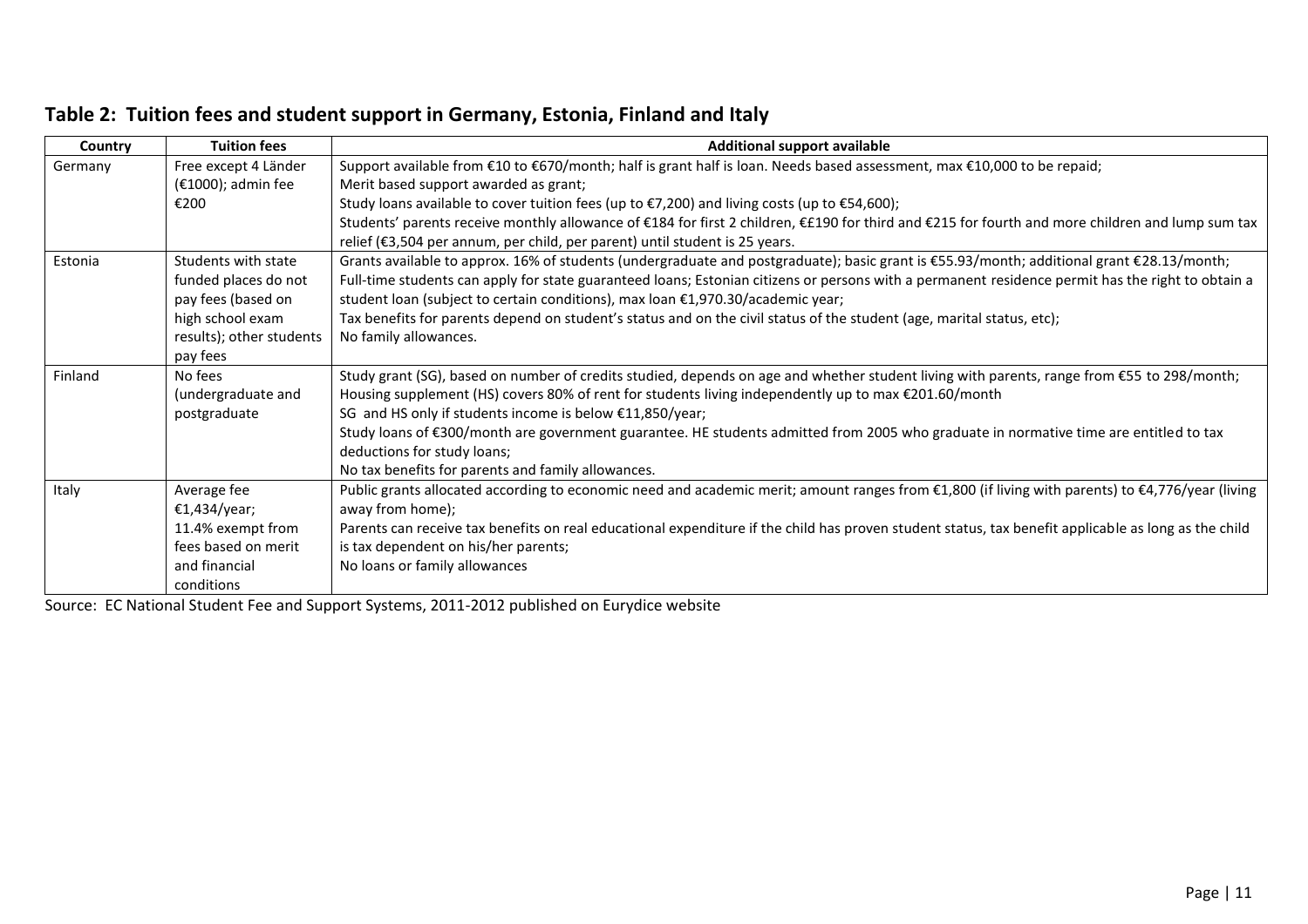## Table 2: Tuition fees and student support in Germany, Estonia, Finland and Italy

| Country | Tuition fees | Additional support available |
|---|---|---|
| Germany | Free except 4 Länder (€1000); admin fee €200 | Support available from €10 to €670/month; half is grant half is loan. Needs based assessment, max €10,000 to be repaid;<br>Merit based support awarded as grant;<br>Study loans available to cover tuition fees (up to €7,200) and living costs (up to €54,600);<br>Students' parents receive monthly allowance of €184 for first 2 children, €£190 for third and €215 for fourth and more children and lump sum tax relief (€3,504 per annum, per child, per parent) until student is 25 years. |
| Estonia | Students with state funded places do not pay fees (based on high school exam results); other students pay fees | Grants available to approx. 16% of students (undergraduate and postgraduate); basic grant is €55.93/month; additional grant €28.13/month;<br>Full-time students can apply for state guaranteed loans; Estonian citizens or persons with a permanent residence permit has the right to obtain a student loan (subject to certain conditions), max loan €1,970.30/academic year;<br>Tax benefits for parents depend on student's status and on the civil status of the student (age, marital status, etc);<br>No family allowances. |
| Finland | No fees (undergraduate and postgraduate | Study grant (SG), based on number of credits studied, depends on age and whether student living with parents, range from €55 to 298/month;<br>Housing supplement (HS) covers 80% of rent for students living independently up to max €201.60/month<br>SG and HS only if students income is below €11,850/year;<br>Study loans of €300/month are government guarantee. HE students admitted from 2005 who graduate in normative time are entitled to tax deductions for study loans;<br>No tax benefits for parents and family allowances. |
| Italy | Average fee €1,434/year; 11.4% exempt from fees based on merit and financial conditions | Public grants allocated according to economic need and academic merit; amount ranges from €1,800 (if living with parents) to €4,776/year (living away from home);<br>Parents can receive tax benefits on real educational expenditure if the child has proven student status, tax benefit applicable as long as the child is tax dependent on his/her parents;<br>No loans or family allowances |

Source: EC National Student Fee and Support Systems, 2011-2012 published on Eurydice website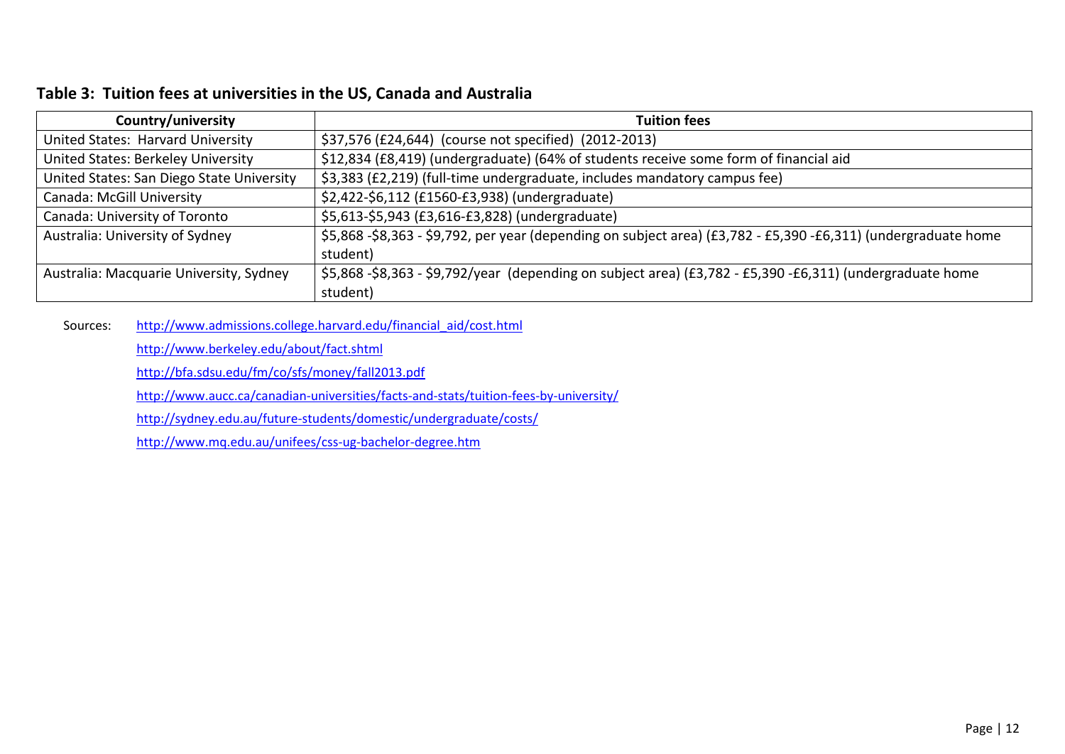**Table 3: Tuition fees at universities in the US, Canada and Australia**

| Country/university | Tuition fees |
|---|---|
| United States: Harvard University | $37,576 (£24,644) (course not specified) (2012-2013) |
| United States: Berkeley University | $12,834 (£8,419) (undergraduate) (64% of students receive some form of financial aid |
| United States: San Diego State University | $3,383 (£2,219) (full-time undergraduate, includes mandatory campus fee) |
| Canada: McGill University | $2,422-$6,112 (£1560-£3,938) (undergraduate) |
| Canada: University of Toronto | $5,613-$5,943 (£3,616-£3,828) (undergraduate) |
| Australia: University of Sydney | $5,868 -$8,363 - $9,792, per year (depending on subject area) (£3,782 - £5,390 -£6,311) (undergraduate home student) |
| Australia: Macquarie University, Sydney | $5,868 -$8,363 - $9,792/year (depending on subject area) (£3,782 - £5,390 -£6,311) (undergraduate home student) |

Sources: http://www.admissions.college.harvard.edu/financial_aid/cost.html

http://www.berkeley.edu/about/fact.shtml

http://bfa.sdsu.edu/fm/co/sfs/money/fall2013.pdf

http://www.aucc.ca/canadian-universities/facts-and-stats/tuition-fees-by-university/

http://sydney.edu.au/future-students/domestic/undergraduate/costs/

http://www.mq.edu.au/unifees/css-ug-bachelor-degree.htm